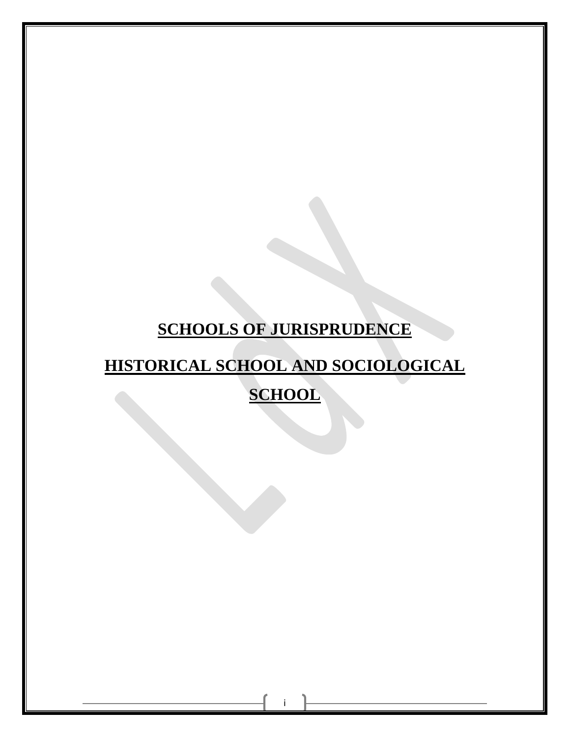# SCHOOLS OF JURISPRUDENCE

# HISTORICAL SCHOOL AND SOCIOLOGICAL SCHOOL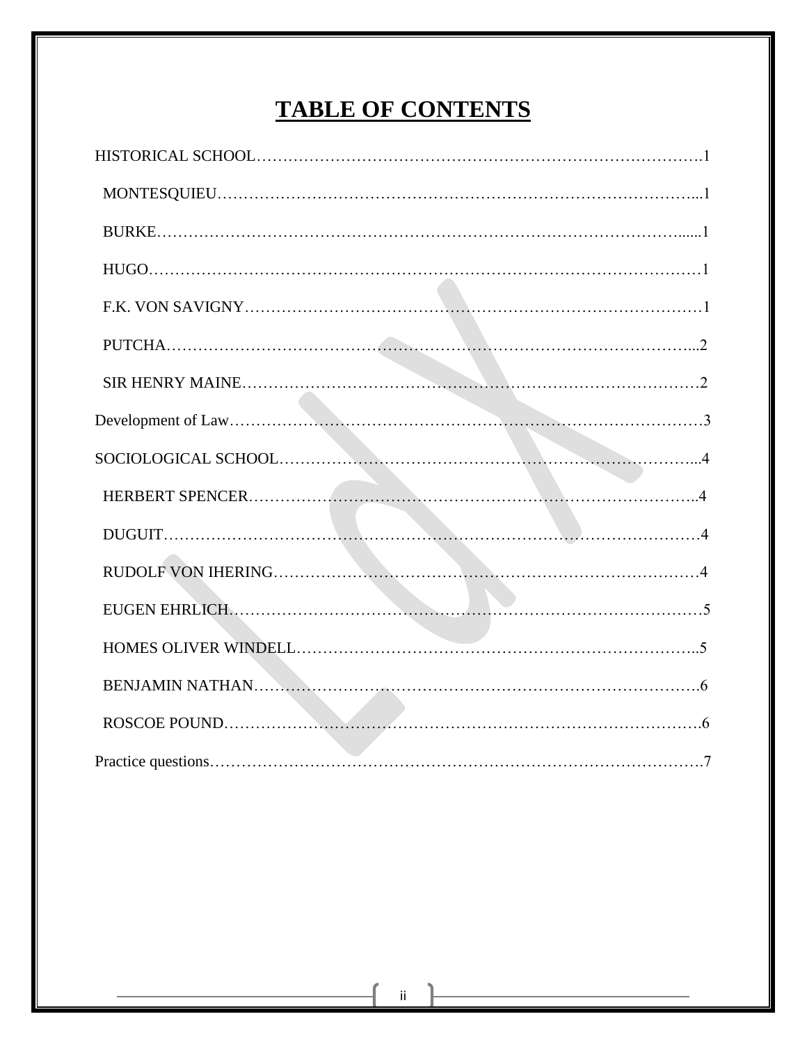# TABLE OF CONTENTS

HISTORICAL SCHOOL……………………………………………………………………………….1

MONTESQUIEU………………………………………………………………………………...1

BURKE………………………………………………………………………………………......1

HUGO……………………………………………………………………………………………1

F.K. VON SAVIGNY……………………………………………………………………………1

PUTCHA………………………………………………………………………………………...2

SIR HENRY MAINE……………………………………………………………………………2

Development of Law………………………………………………………………………………3

SOCIOLOGICAL SCHOOL…………………………………………………………………...4

HERBERT SPENCER…………………………………………………………………………..4

DUGUIT…………………………………………………………………………………………4

RUDOLF VON IHERING………………………………………………………………………4

EUGEN EHRLICH………………………………………………………………………………5

HOMES OLIVER WINDELL…………………………………………………………………..5

BENJAMIN NATHAN………………………………………………………………………….6

ROSCOE POUND……………………………………………………………………………….6

Practice questions………………………………………………………………………………….7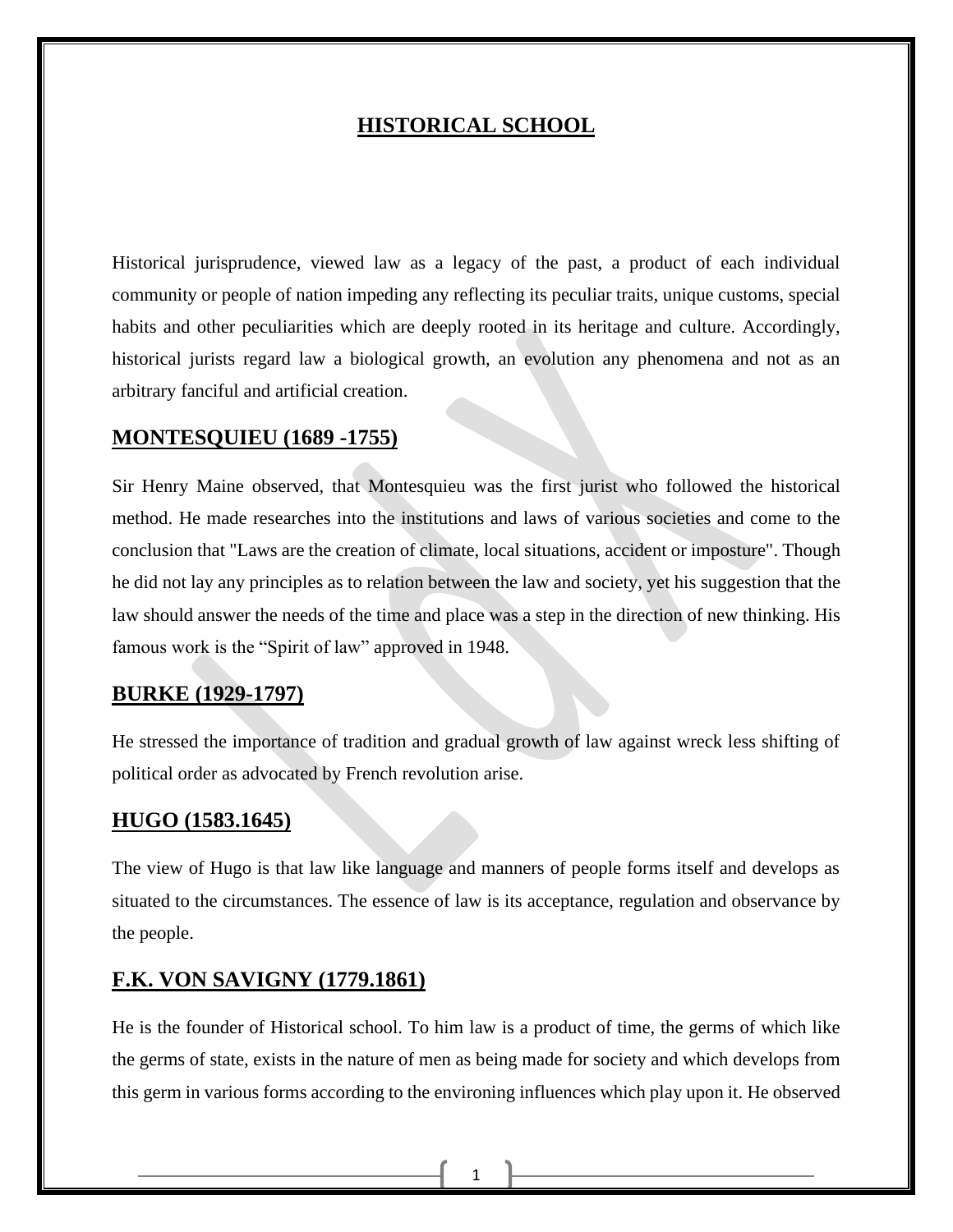# HISTORICAL SCHOOL

Historical jurisprudence, viewed law as a legacy of the past, a product of each individual community or people of nation impeding any reflecting its peculiar traits, unique customs, special habits and other peculiarities which are deeply rooted in its heritage and culture. Accordingly, historical jurists regard law a biological growth, an evolution any phenomena and not as an arbitrary fanciful and artificial creation.

## MONTESQUIEU (1689 -1755)

Sir Henry Maine observed, that Montesquieu was the first jurist who followed the historical method. He made researches into the institutions and laws of various societies and come to the conclusion that "Laws are the creation of climate, local situations, accident or imposture". Though he did not lay any principles as to relation between the law and society, yet his suggestion that the law should answer the needs of the time and place was a step in the direction of new thinking. His famous work is the "Spirit of law" approved in 1948.

## BURKE (1929-1797)

He stressed the importance of tradition and gradual growth of law against wreck less shifting of political order as advocated by French revolution arise.

## HUGO (1583.1645)

The view of Hugo is that law like language and manners of people forms itself and develops as situated to the circumstances. The essence of law is its acceptance, regulation and observance by the people.

## F.K. VON SAVIGNY (1779.1861)

He is the founder of Historical school. To him law is a product of time, the germs of which like the germs of state, exists in the nature of men as being made for society and which develops from this germ in various forms according to the environing influences which play upon it. He observed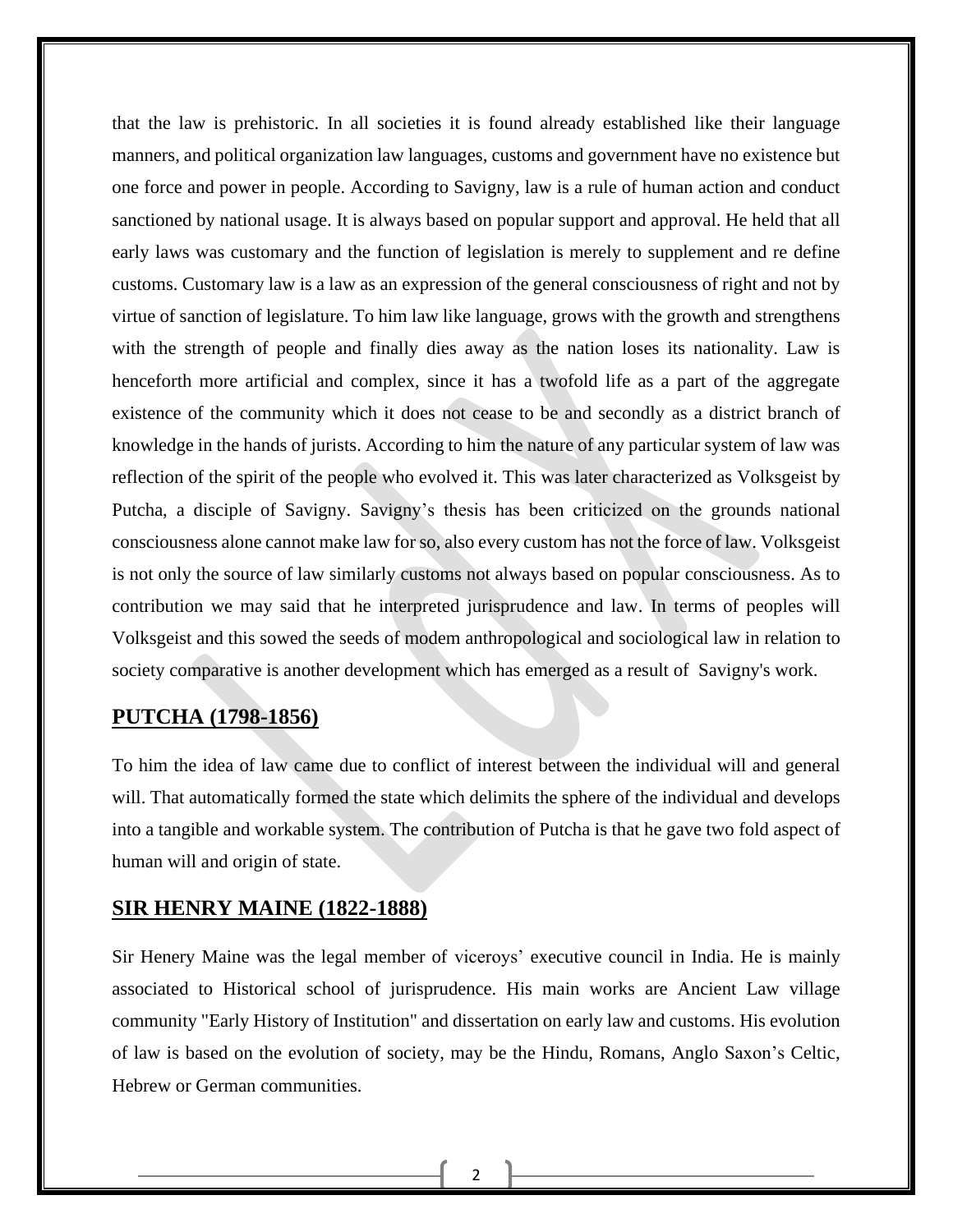that the law is prehistoric. In all societies it is found already established like their language manners, and political organization law languages, customs and government have no existence but one force and power in people. According to Savigny, law is a rule of human action and conduct sanctioned by national usage. It is always based on popular support and approval. He held that all early laws was customary and the function of legislation is merely to supplement and re define customs. Customary law is a law as an expression of the general consciousness of right and not by virtue of sanction of legislature. To him law like language, grows with the growth and strengthens with the strength of people and finally dies away as the nation loses its nationality. Law is henceforth more artificial and complex, since it has a twofold life as a part of the aggregate existence of the community which it does not cease to be and secondly as a district branch of knowledge in the hands of jurists. According to him the nature of any particular system of law was reflection of the spirit of the people who evolved it. This was later characterized as Volksgeist by Putcha, a disciple of Savigny. Savigny's thesis has been criticized on the grounds national consciousness alone cannot make law for so, also every custom has not the force of law. Volksgeist is not only the source of law similarly customs not always based on popular consciousness. As to contribution we may said that he interpreted jurisprudence and law. In terms of peoples will Volksgeist and this sowed the seeds of modem anthropological and sociological law in relation to society comparative is another development which has emerged as a result of Savigny's work.

## PUTCHA (1798-1856)

To him the idea of law came due to conflict of interest between the individual will and general will. That automatically formed the state which delimits the sphere of the individual and develops into a tangible and workable system. The contribution of Putcha is that he gave two fold aspect of human will and origin of state.

## SIR HENRY MAINE (1822-1888)

Sir Henery Maine was the legal member of viceroys' executive council in India. He is mainly associated to Historical school of jurisprudence. His main works are Ancient Law village community "Early History of Institution" and dissertation on early law and customs. His evolution of law is based on the evolution of society, may be the Hindu, Romans, Anglo Saxon's Celtic, Hebrew or German communities.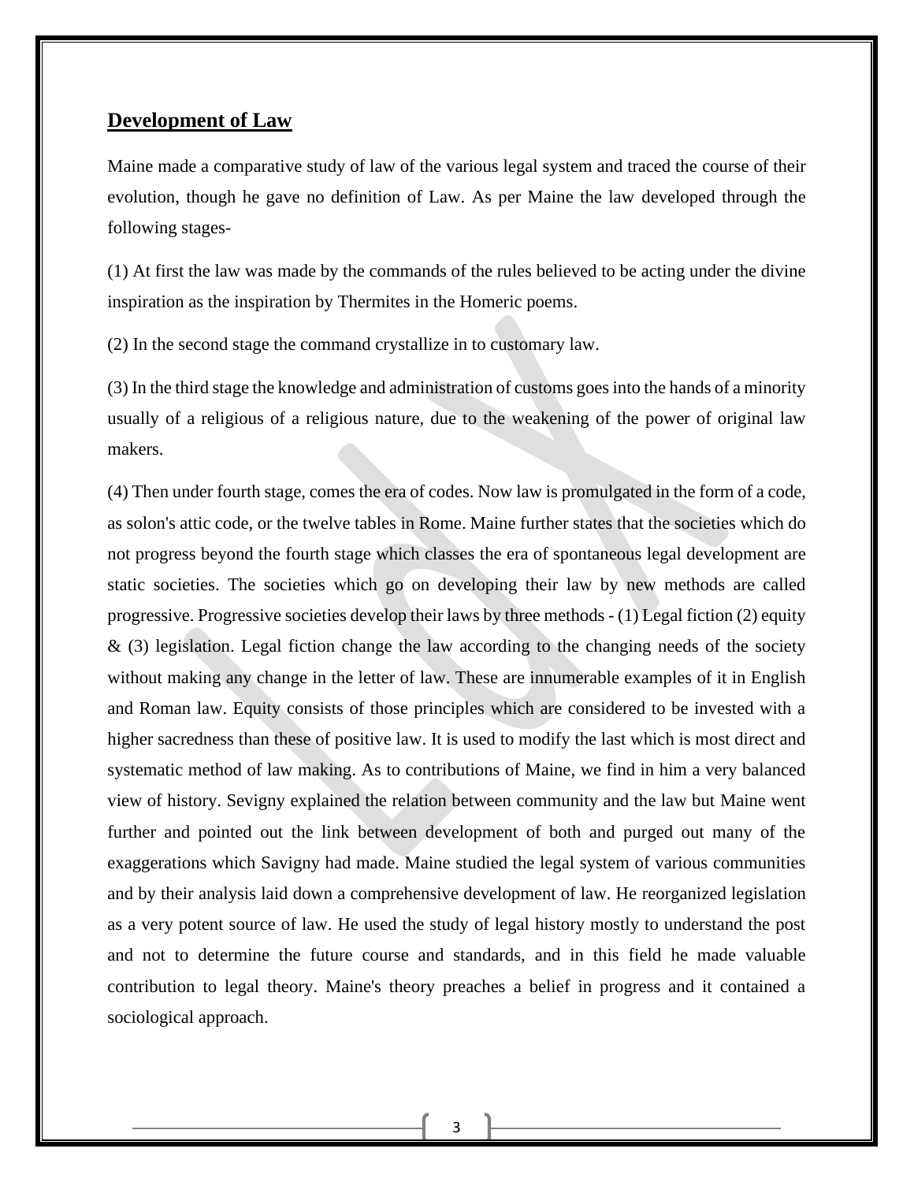## Development of Law

Maine made a comparative study of law of the various legal system and traced the course of their evolution, though he gave no definition of Law. As per Maine the law developed through the following stages-

(1) At first the law was made by the commands of the rules believed to be acting under the divine inspiration as the inspiration by Thermites in the Homeric poems.

(2) In the second stage the command crystallize in to customary law.

(3) In the third stage the knowledge and administration of customs goes into the hands of a minority usually of a religious of a religious nature, due to the weakening of the power of original law makers.

(4) Then under fourth stage, comes the era of codes. Now law is promulgated in the form of a code, as solon's attic code, or the twelve tables in Rome. Maine further states that the societies which do not progress beyond the fourth stage which classes the era of spontaneous legal development are static societies. The societies which go on developing their law by new methods are called progressive. Progressive societies develop their laws by three methods - (1) Legal fiction (2) equity & (3) legislation. Legal fiction change the law according to the changing needs of the society without making any change in the letter of law. These are innumerable examples of it in English and Roman law. Equity consists of those principles which are considered to be invested with a higher sacredness than these of positive law. It is used to modify the last which is most direct and systematic method of law making. As to contributions of Maine, we find in him a very balanced view of history. Sevigny explained the relation between community and the law but Maine went further and pointed out the link between development of both and purged out many of the exaggerations which Savigny had made. Maine studied the legal system of various communities and by their analysis laid down a comprehensive development of law. He reorganized legislation as a very potent source of law. He used the study of legal history mostly to understand the post and not to determine the future course and standards, and in this field he made valuable contribution to legal theory. Maine's theory preaches a belief in progress and it contained a sociological approach.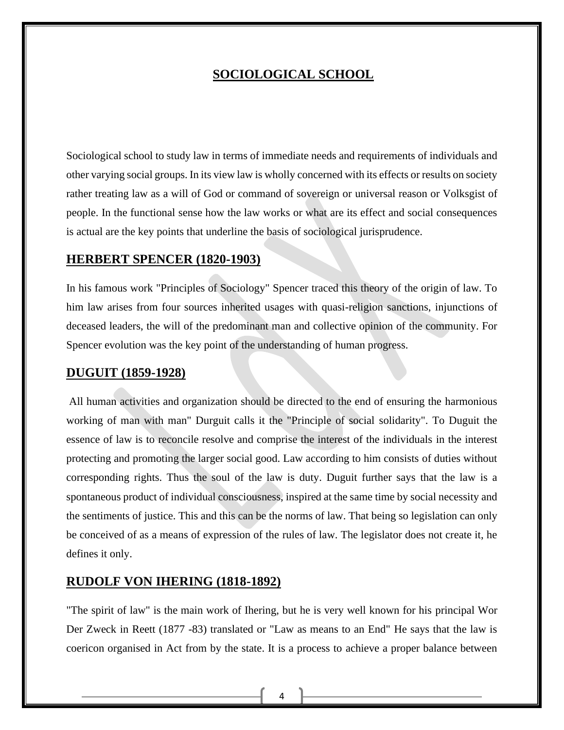# SOCIOLOGICAL SCHOOL

Sociological school to study law in terms of immediate needs and requirements of individuals and other varying social groups. In its view law is wholly concerned with its effects or results on society rather treating law as a will of God or command of sovereign or universal reason or Volksgist of people. In the functional sense how the law works or what are its effect and social consequences is actual are the key points that underline the basis of sociological jurisprudence.

## HERBERT SPENCER (1820-1903)

In his famous work "Principles of Sociology" Spencer traced this theory of the origin of law. To him law arises from four sources inherited usages with quasi-religion sanctions, injunctions of deceased leaders, the will of the predominant man and collective opinion of the community. For Spencer evolution was the key point of the understanding of human progress.

## DUGUIT (1859-1928)

All human activities and organization should be directed to the end of ensuring the harmonious working of man with man" Durguit calls it the "Principle of social solidarity". To Duguit the essence of law is to reconcile resolve and comprise the interest of the individuals in the interest protecting and promoting the larger social good. Law according to him consists of duties without corresponding rights. Thus the soul of the law is duty. Duguit further says that the law is a spontaneous product of individual consciousness, inspired at the same time by social necessity and the sentiments of justice. This and this can be the norms of law. That being so legislation can only be conceived of as a means of expression of the rules of law. The legislator does not create it, he defines it only.

## RUDOLF VON IHERING (1818-1892)

"The spirit of law" is the main work of Ihering, but he is very well known for his principal Wor Der Zweck in Reett (1877 -83) translated or "Law as means to an End" He says that the law is coericon organised in Act from by the state. It is a process to achieve a proper balance between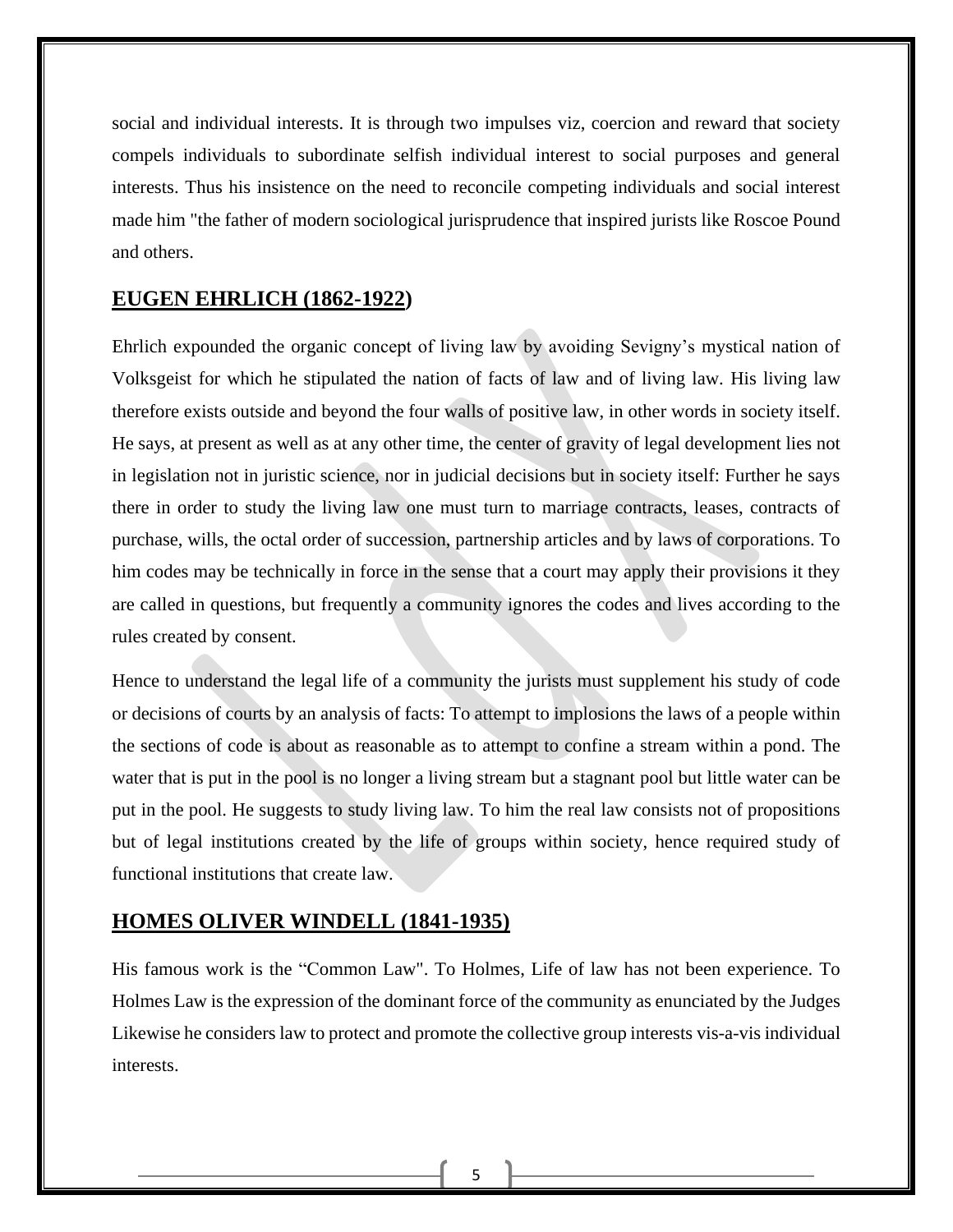social and individual interests. It is through two impulses viz, coercion and reward that society compels individuals to subordinate selfish individual interest to social purposes and general interests. Thus his insistence on the need to reconcile competing individuals and social interest made him "the father of modern sociological jurisprudence that inspired jurists like Roscoe Pound and others.

## EUGEN EHRLICH (1862-1922)

Ehrlich expounded the organic concept of living law by avoiding Sevigny's mystical nation of Volksgeist for which he stipulated the nation of facts of law and of living law. His living law therefore exists outside and beyond the four walls of positive law, in other words in society itself. He says, at present as well as at any other time, the center of gravity of legal development lies not in legislation not in juristic science, nor in judicial decisions but in society itself: Further he says there in order to study the living law one must turn to marriage contracts, leases, contracts of purchase, wills, the octal order of succession, partnership articles and by laws of corporations. To him codes may be technically in force in the sense that a court may apply their provisions it they are called in questions, but frequently a community ignores the codes and lives according to the rules created by consent.

Hence to understand the legal life of a community the jurists must supplement his study of code or decisions of courts by an analysis of facts: To attempt to implosions the laws of a people within the sections of code is about as reasonable as to attempt to confine a stream within a pond. The water that is put in the pool is no longer a living stream but a stagnant pool but little water can be put in the pool. He suggests to study living law. To him the real law consists not of propositions but of legal institutions created by the life of groups within society, hence required study of functional institutions that create law.

## HOMES OLIVER WINDELL (1841-1935)

His famous work is the "Common Law". To Holmes, Life of law has not been experience. To Holmes Law is the expression of the dominant force of the community as enunciated by the Judges Likewise he considers law to protect and promote the collective group interests vis-a-vis individual interests.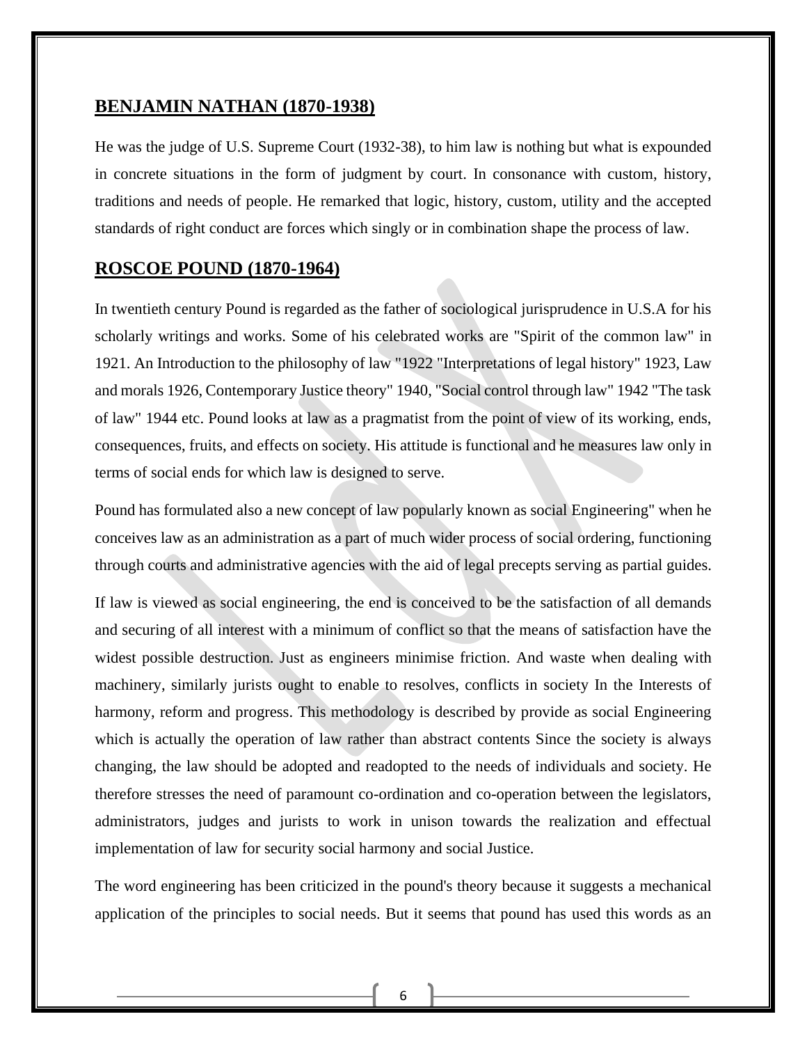## BENJAMIN NATHAN (1870-1938)

He was the judge of U.S. Supreme Court (1932-38), to him law is nothing but what is expounded in concrete situations in the form of judgment by court. In consonance with custom, history, traditions and needs of people. He remarked that logic, history, custom, utility and the accepted standards of right conduct are forces which singly or in combination shape the process of law.

## ROSCOE POUND (1870-1964)

In twentieth century Pound is regarded as the father of sociological jurisprudence in U.S.A for his scholarly writings and works. Some of his celebrated works are "Spirit of the common law" in 1921. An Introduction to the philosophy of law "1922 "Interpretations of legal history" 1923, Law and morals 1926, Contemporary Justice theory" 1940, "Social control through law" 1942 "The task of law" 1944 etc. Pound looks at law as a pragmatist from the point of view of its working, ends, consequences, fruits, and effects on society. His attitude is functional and he measures law only in terms of social ends for which law is designed to serve.

Pound has formulated also a new concept of law popularly known as social Engineering" when he conceives law as an administration as a part of much wider process of social ordering, functioning through courts and administrative agencies with the aid of legal precepts serving as partial guides.

If law is viewed as social engineering, the end is conceived to be the satisfaction of all demands and securing of all interest with a minimum of conflict so that the means of satisfaction have the widest possible destruction. Just as engineers minimise friction. And waste when dealing with machinery, similarly jurists ought to enable to resolves, conflicts in society In the Interests of harmony, reform and progress. This methodology is described by provide as social Engineering which is actually the operation of law rather than abstract contents Since the society is always changing, the law should be adopted and readopted to the needs of individuals and society. He therefore stresses the need of paramount co-ordination and co-operation between the legislators, administrators, judges and jurists to work in unison towards the realization and effectual implementation of law for security social harmony and social Justice.

The word engineering has been criticized in the pound's theory because it suggests a mechanical application of the principles to social needs. But it seems that pound has used this words as an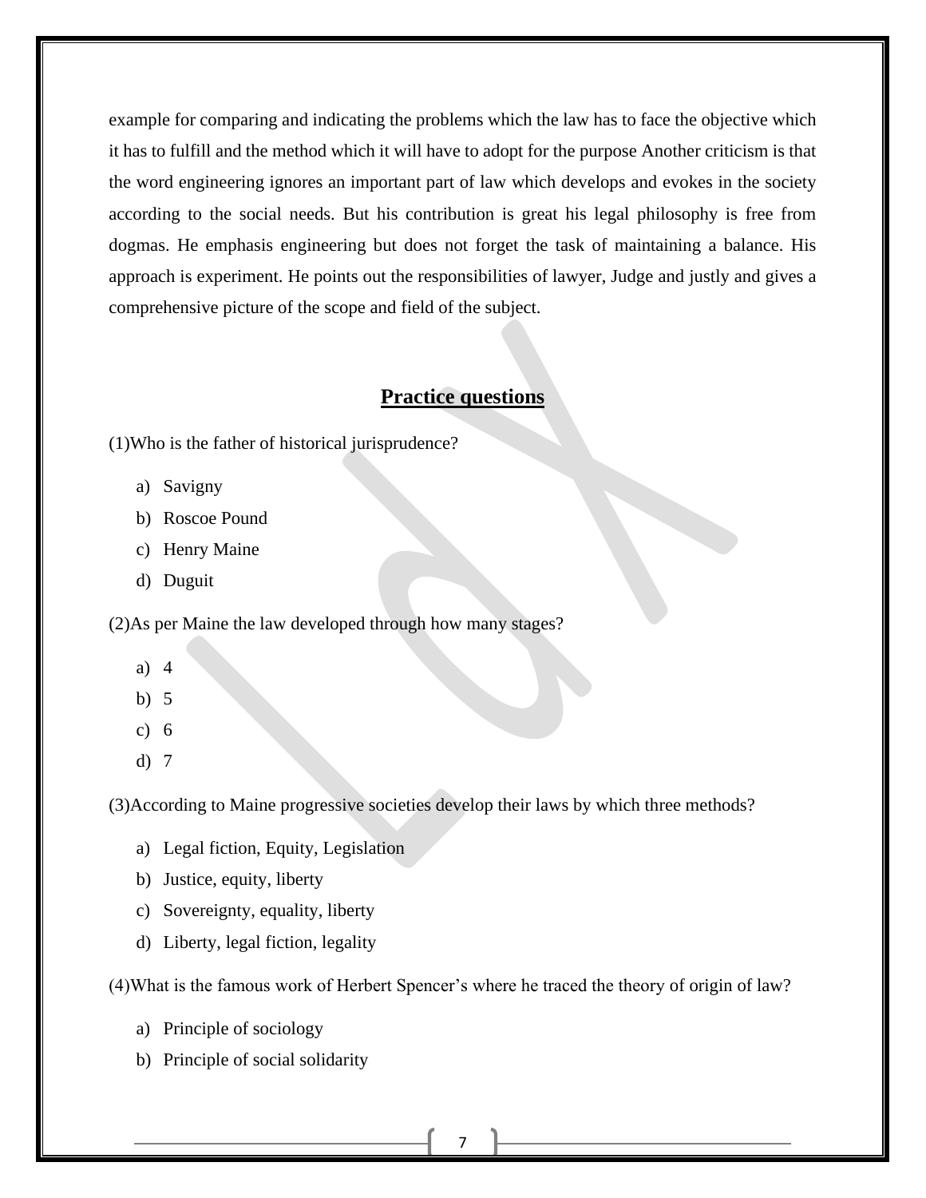example for comparing and indicating the problems which the law has to face the objective which it has to fulfill and the method which it will have to adopt for the purpose Another criticism is that the word engineering ignores an important part of law which develops and evokes in the society according to the social needs. But his contribution is great his legal philosophy is free from dogmas. He emphasis engineering but does not forget the task of maintaining a balance. His approach is experiment. He points out the responsibilities of lawyer, Judge and justly and gives a comprehensive picture of the scope and field of the subject.

## Practice questions

(1)Who is the father of historical jurisprudence?

a) Savigny
b) Roscoe Pound
c) Henry Maine
d) Duguit

(2)As per Maine the law developed through how many stages?

a) 4
b) 5
c) 6
d) 7

(3)According to Maine progressive societies develop their laws by which three methods?

a) Legal fiction, Equity, Legislation
b) Justice, equity, liberty
c) Sovereignty, equality, liberty
d) Liberty, legal fiction, legality

(4)What is the famous work of Herbert Spencer's where he traced the theory of origin of law?

a) Principle of sociology
b) Principle of social solidarity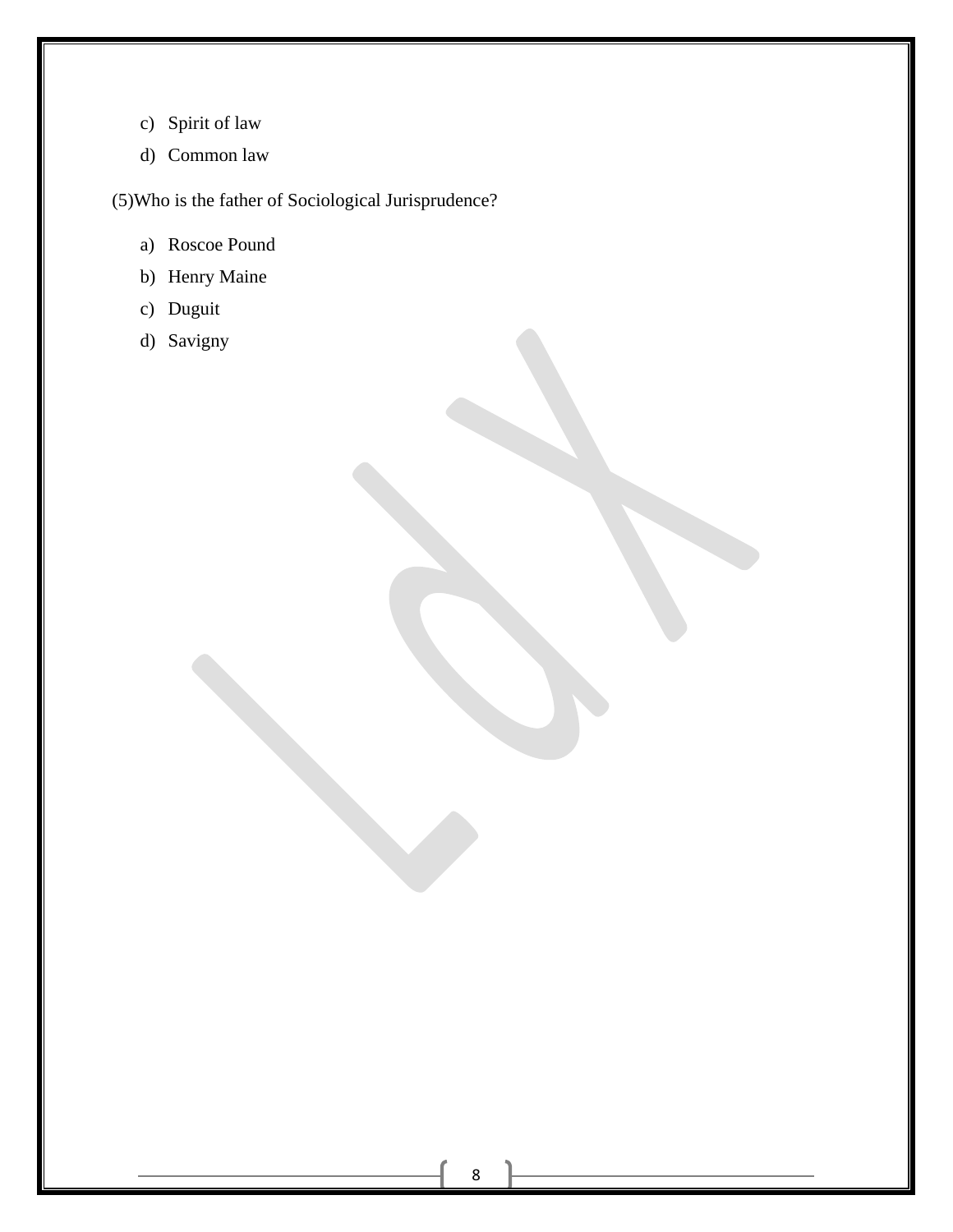c) Spirit of law
d) Common law

(5)Who is the father of Sociological Jurisprudence?

a) Roscoe Pound
b) Henry Maine
c) Duguit
d) Savigny